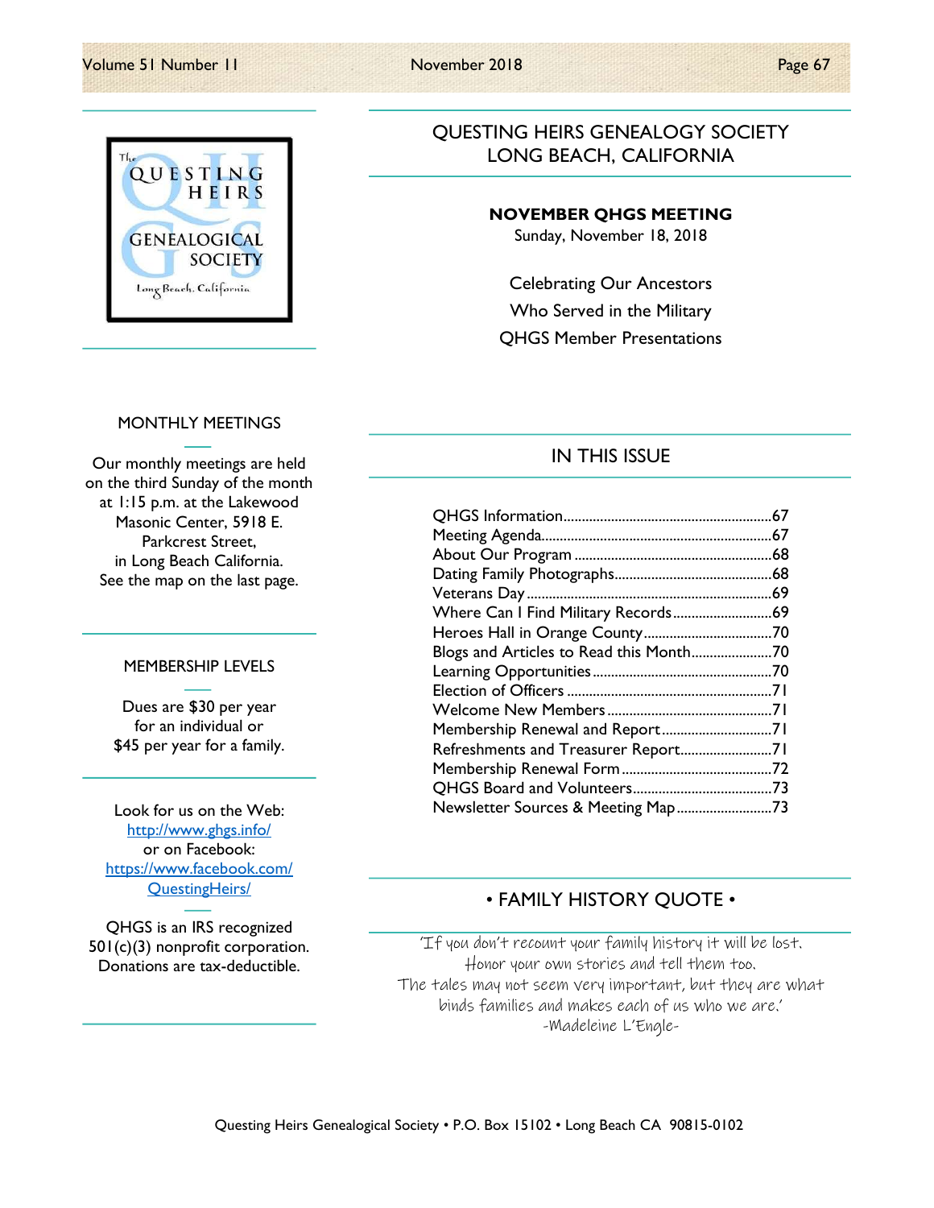# QUESTING HEIRS GENEALOGY SOCIETY
## LONG BEACH, CALIFORNIA

The QUESTING HEIRS GENEALOGICAL SOCIETY Long Beach, California

**NOVEMBER QHGS MEETING**
Sunday, November 18, 2018

Celebrating Our Ancestors
Who Served in the Military
QHGS Member Presentations

### MONTHLY MEETINGS

Our monthly meetings are held on the third Sunday of the month at 1:15 p.m. at the Lakewood Masonic Center, 5918 E. Parkcrest Street, in Long Beach California. See the map on the last page.

### MEMBERSHIP LEVELS

Dues are $30 per year for an individual or $45 per year for a family.

Look for us on the Web:
http://www.qhgs.info/
or on Facebook:
https://www.facebook.com/QuestingHeirs/

QHGS is an IRS recognized 501(c)(3) nonprofit corporation. Donations are tax-deductible.

### IN THIS ISSUE

| | |
|---|---|
| QHGS Information | 67 |
| Meeting Agenda | 67 |
| About Our Program | 68 |
| Dating Family Photographs | 68 |
| Veterans Day | 69 |
| Where Can I Find Military Records | 69 |
| Heroes Hall in Orange County | 70 |
| Blogs and Articles to Read this Month | 70 |
| Learning Opportunities | 70 |
| Election of Officers | 71 |
| Welcome New Members | 71 |
| Membership Renewal and Report | 71 |
| Refreshments and Treasurer Report | 71 |
| Membership Renewal Form | 72 |
| QHGS Board and Volunteers | 73 |
| Newsletter Sources & Meeting Map | 73 |

### • FAMILY HISTORY QUOTE •

'If you don't recount your family history it will be lost. Honor your own stories and tell them too. The tales may not seem very important, but they are what binds families and makes each of us who we are.'
-Madeleine L'Engle-

Questing Heirs Genealogical Society • P.O. Box 15102 • Long Beach CA 90815-0102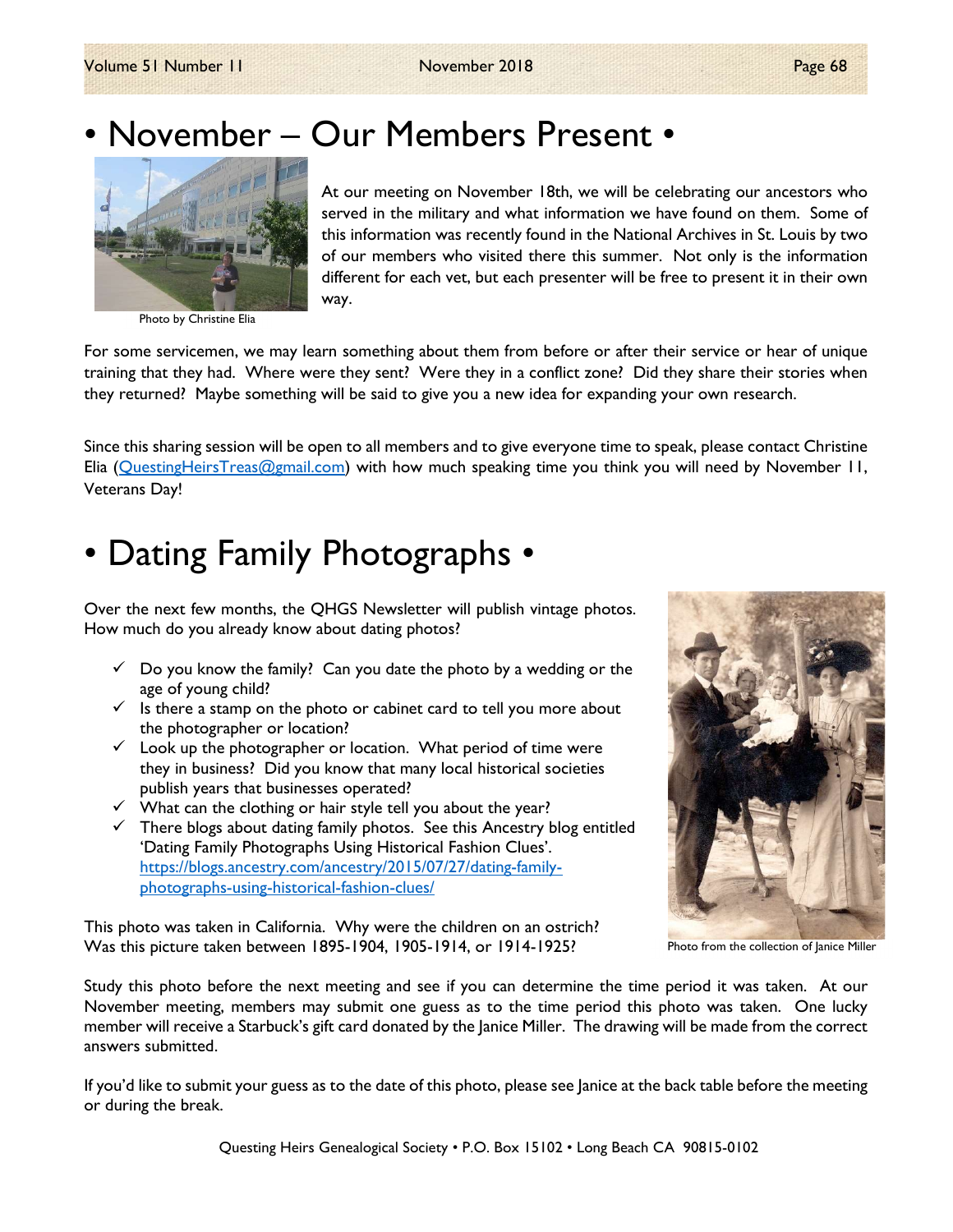# • November – Our Members Present •

Photo by Christine Elia

At our meeting on November 18th, we will be celebrating our ancestors who served in the military and what information we have found on them. Some of this information was recently found in the National Archives in St. Louis by two of our members who visited there this summer. Not only is the information different for each vet, but each presenter will be free to present it in their own way.

For some servicemen, we may learn something about them from before or after their service or hear of unique training that they had. Where were they sent? Were they in a conflict zone? Did they share their stories when they returned? Maybe something will be said to give you a new idea for expanding your own research.

Since this sharing session will be open to all members and to give everyone time to speak, please contact Christine Elia (QuestingHeirsTreas@gmail.com) with how much speaking time you think you will need by November 11, Veterans Day!

# • Dating Family Photographs •

Over the next few months, the QHGS Newsletter will publish vintage photos. How much do you already know about dating photos?

- ✓ Do you know the family? Can you date the photo by a wedding or the age of young child?
- ✓ Is there a stamp on the photo or cabinet card to tell you more about the photographer or location?
- ✓ Look up the photographer or location. What period of time were they in business? Did you know that many local historical societies publish years that businesses operated?
- ✓ What can the clothing or hair style tell you about the year?
- ✓ There blogs about dating family photos. See this Ancestry blog entitled 'Dating Family Photographs Using Historical Fashion Clues'. https://blogs.ancestry.com/ancestry/2015/07/27/dating-family-photographs-using-historical-fashion-clues/

Photo from the collection of Janice Miller

This photo was taken in California. Why were the children on an ostrich? Was this picture taken between 1895-1904, 1905-1914, or 1914-1925?

Study this photo before the next meeting and see if you can determine the time period it was taken. At our November meeting, members may submit one guess as to the time period this photo was taken. One lucky member will receive a Starbuck's gift card donated by the Janice Miller. The drawing will be made from the correct answers submitted.

If you'd like to submit your guess as to the date of this photo, please see Janice at the back table before the meeting or during the break.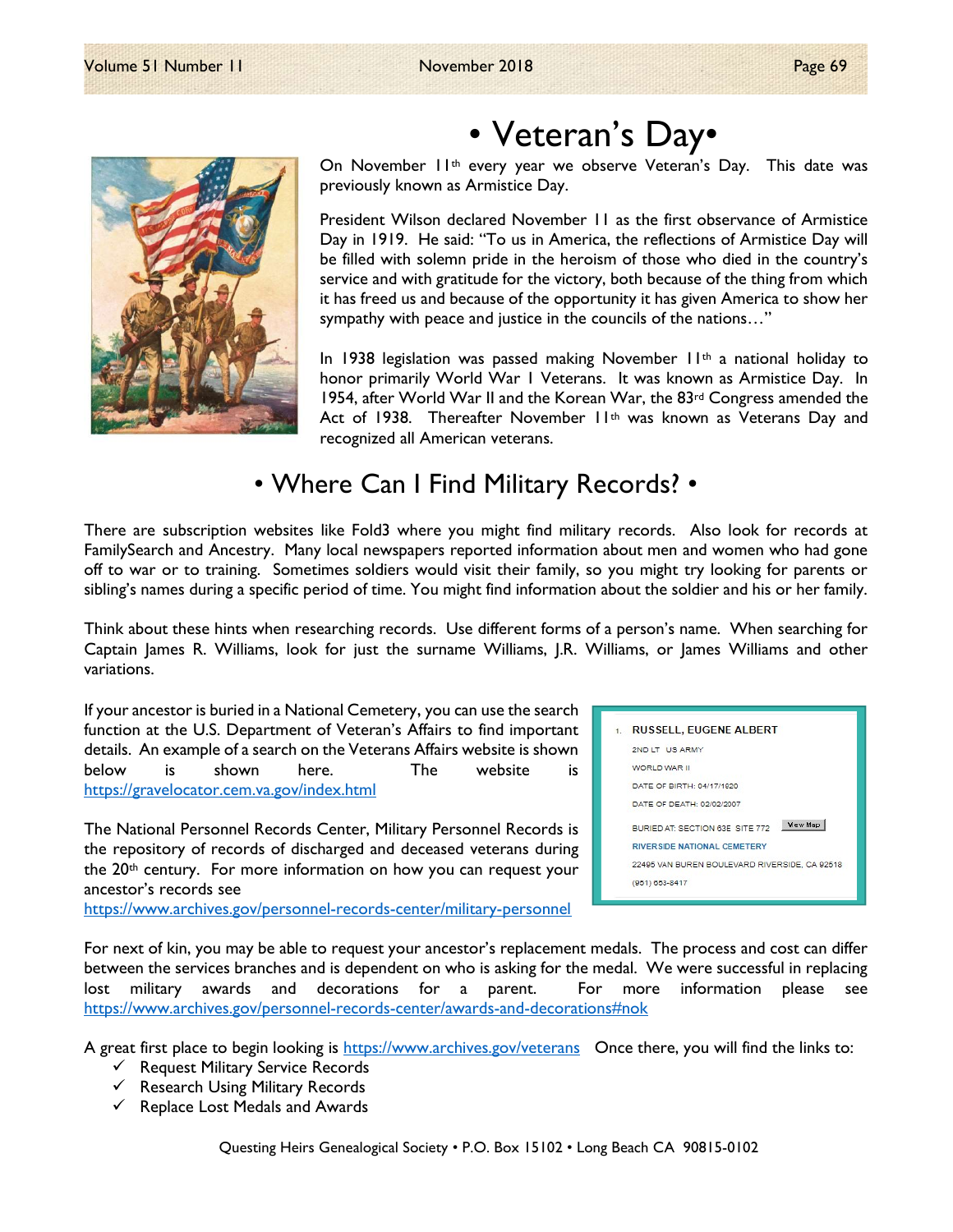# • Veteran's Day•

On November 11th every year we observe Veteran's Day. This date was previously known as Armistice Day.

President Wilson declared November 11 as the first observance of Armistice Day in 1919. He said: "To us in America, the reflections of Armistice Day will be filled with solemn pride in the heroism of those who died in the country's service and with gratitude for the victory, both because of the thing from which it has freed us and because of the opportunity it has given America to show her sympathy with peace and justice in the councils of the nations…"

In 1938 legislation was passed making November 11th a national holiday to honor primarily World War I Veterans. It was known as Armistice Day. In 1954, after World War II and the Korean War, the 83rd Congress amended the Act of 1938. Thereafter November 11th was known as Veterans Day and recognized all American veterans.

# • Where Can I Find Military Records? •

There are subscription websites like Fold3 where you might find military records. Also look for records at FamilySearch and Ancestry. Many local newspapers reported information about men and women who had gone off to war or to training. Sometimes soldiers would visit their family, so you might try looking for parents or sibling's names during a specific period of time. You might find information about the soldier and his or her family.

Think about these hints when researching records. Use different forms of a person's name. When searching for Captain James R. Williams, look for just the surname Williams, J.R. Williams, or James Williams and other variations.

If your ancestor is buried in a National Cemetery, you can use the search function at the U.S. Department of Veteran's Affairs to find important details. An example of a search on the Veterans Affairs website is shown below is shown here. The website is https://gravelocator.cem.va.gov/index.html

1. RUSSELL, EUGENE ALBERT
2ND LT US ARMY
WORLD WAR II
DATE OF BIRTH: 04/17/1920
DATE OF DEATH: 02/02/2007
BURIED AT: SECTION 63E SITE 772 View Map
RIVERSIDE NATIONAL CEMETERY
22495 VAN BUREN BOULEVARD RIVERSIDE, CA 92518
(951) 653-8417

The National Personnel Records Center, Military Personnel Records is the repository of records of discharged and deceased veterans during the 20th century. For more information on how you can request your ancestor's records see https://www.archives.gov/personnel-records-center/military-personnel

For next of kin, you may be able to request your ancestor's replacement medals. The process and cost can differ between the services branches and is dependent on who is asking for the medal. We were successful in replacing lost military awards and decorations for a parent. For more information please see https://www.archives.gov/personnel-records-center/awards-and-decorations#nok

A great first place to begin looking is https://www.archives.gov/veterans Once there, you will find the links to:

- ✓ Request Military Service Records
- ✓ Research Using Military Records
- ✓ Replace Lost Medals and Awards

Questing Heirs Genealogical Society • P.O. Box 15102 • Long Beach CA 90815-0102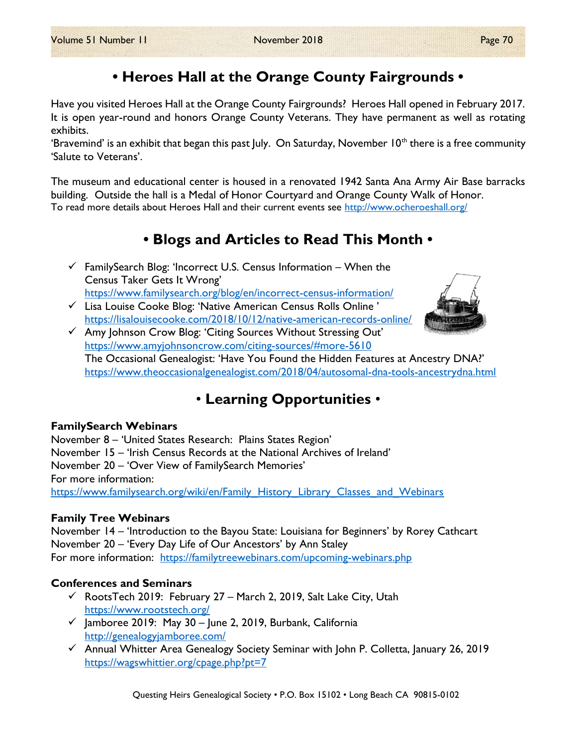# • Heroes Hall at the Orange County Fairgrounds •

Have you visited Heroes Hall at the Orange County Fairgrounds? Heroes Hall opened in February 2017. It is open year-round and honors Orange County Veterans. They have permanent as well as rotating exhibits.
'Bravemind' is an exhibit that began this past July. On Saturday, November 10th there is a free community 'Salute to Veterans'.

The museum and educational center is housed in a renovated 1942 Santa Ana Army Air Base barracks building. Outside the hall is a Medal of Honor Courtyard and Orange County Walk of Honor.
To read more details about Heroes Hall and their current events see http://www.ocheroeshall.org/

# • Blogs and Articles to Read This Month •

- ✓ FamilySearch Blog: 'Incorrect U.S. Census Information – When the Census Taker Gets It Wrong'
  https://www.familysearch.org/blog/en/incorrect-census-information/
- ✓ Lisa Louise Cooke Blog: 'Native American Census Rolls Online '
  https://lisalouisecooke.com/2018/10/12/native-american-records-online/
- ✓ Amy Johnson Crow Blog: 'Citing Sources Without Stressing Out'
  https://www.amyjohnsoncrow.com/citing-sources/#more-5610
  The Occasional Genealogist: 'Have You Found the Hidden Features at Ancestry DNA?'
  https://www.theoccasionalgenealogist.com/2018/04/autosomal-dna-tools-ancestrydna.html

# • Learning Opportunities •

**FamilySearch Webinars**
November 8 – 'United States Research: Plains States Region'
November 15 – 'Irish Census Records at the National Archives of Ireland'
November 20 – 'Over View of FamilySearch Memories'
For more information:
https://www.familysearch.org/wiki/en/Family_History_Library_Classes_and_Webinars

**Family Tree Webinars**
November 14 – 'Introduction to the Bayou State: Louisiana for Beginners' by Rorey Cathcart
November 20 – 'Every Day Life of Our Ancestors' by Ann Staley
For more information: https://familytreewebinars.com/upcoming-webinars.php

**Conferences and Seminars**

- ✓ RootsTech 2019: February 27 – March 2, 2019, Salt Lake City, Utah
  https://www.rootstech.org/
- ✓ Jamboree 2019: May 30 – June 2, 2019, Burbank, California
  http://genealogyjamboree.com/
- ✓ Annual Whitter Area Genealogy Society Seminar with John P. Colletta, January 26, 2019
  https://wagswhittier.org/cpage.php?pt=7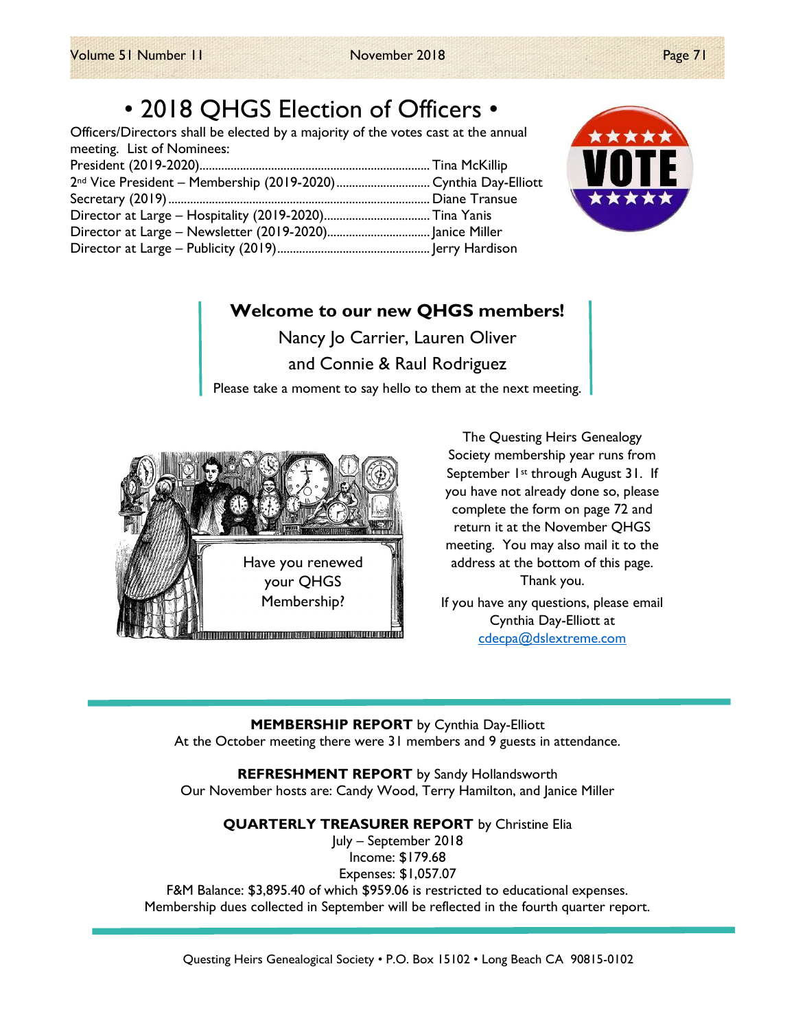# • 2018 QHGS Election of Officers •

Officers/Directors shall be elected by a majority of the votes cast at the annual meeting. List of Nominees:

President (2019-2020)........................................................................ Tina McKillip
2nd Vice President – Membership (2019-2020)............................. Cynthia Day-Elliott
Secretary (2019).................................................................................. Diane Transue
Director at Large – Hospitality (2019-2020)................................. Tina Yanis
Director at Large – Newsletter (2019-2020)................................. Janice Miller
Director at Large – Publicity (2019)................................................ Jerry Hardison

**Welcome to our new QHGS members!**

Nancy Jo Carrier, Lauren Oliver
and Connie & Raul Rodriguez

Please take a moment to say hello to them at the next meeting.

Have you renewed your QHGS Membership?

The Questing Heirs Genealogy Society membership year runs from September 1st through August 31. If you have not already done so, please complete the form on page 72 and return it at the November QHGS meeting. You may also mail it to the address at the bottom of this page. Thank you.

If you have any questions, please email Cynthia Day-Elliott at cdecpa@dslextreme.com

**MEMBERSHIP REPORT** by Cynthia Day-Elliott
At the October meeting there were 31 members and 9 guests in attendance.

**REFRESHMENT REPORT** by Sandy Hollandsworth
Our November hosts are: Candy Wood, Terry Hamilton, and Janice Miller

**QUARTERLY TREASURER REPORT** by Christine Elia
July – September 2018
Income: $179.68
Expenses: $1,057.07
F&M Balance: $3,895.40 of which $959.06 is restricted to educational expenses.
Membership dues collected in September will be reflected in the fourth quarter report.

Questing Heirs Genealogical Society • P.O. Box 15102 • Long Beach CA 90815-0102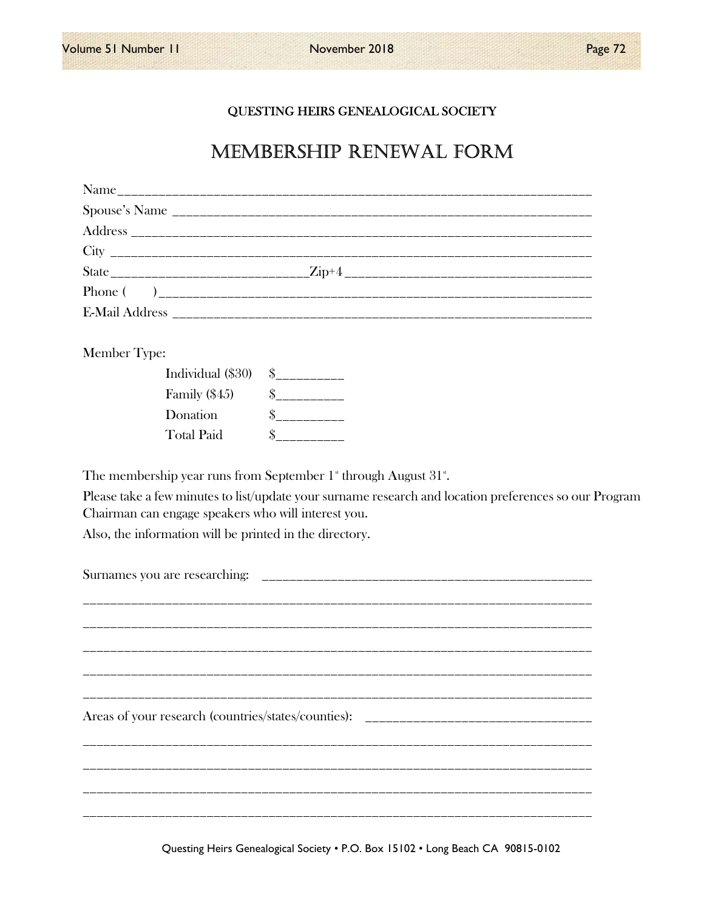QUESTING HEIRS GENEALOGICAL SOCIETY

# MEMBERSHIP RENEWAL FORM

Name\_\_\_\_\_\_\_\_\_\_\_\_\_\_\_\_\_\_\_\_\_\_\_\_\_\_\_\_\_\_\_\_\_\_\_\_\_\_\_\_\_\_\_\_\_\_\_\_\_\_\_\_\_\_\_\_\_\_\_\_\_\_\_\_

Spouse's Name \_\_\_\_\_\_\_\_\_\_\_\_\_\_\_\_\_\_\_\_\_\_\_\_\_\_\_\_\_\_\_\_\_\_\_\_\_\_\_\_\_\_\_\_\_\_\_\_\_\_\_\_\_\_\_\_

Address \_\_\_\_\_\_\_\_\_\_\_\_\_\_\_\_\_\_\_\_\_\_\_\_\_\_\_\_\_\_\_\_\_\_\_\_\_\_\_\_\_\_\_\_\_\_\_\_\_\_\_\_\_\_\_\_\_\_\_\_\_

City \_\_\_\_\_\_\_\_\_\_\_\_\_\_\_\_\_\_\_\_\_\_\_\_\_\_\_\_\_\_\_\_\_\_\_\_\_\_\_\_\_\_\_\_\_\_\_\_\_\_\_\_\_\_\_\_\_\_\_\_\_\_\_\_

State\_\_\_\_\_\_\_\_\_\_\_\_\_\_\_\_\_\_\_\_\_\_\_\_\_\_\_Zip+4\_\_\_\_\_\_\_\_\_\_\_\_\_\_\_\_\_\_\_\_\_\_\_\_\_\_\_\_\_\_\_\_

Phone (      )\_\_\_\_\_\_\_\_\_\_\_\_\_\_\_\_\_\_\_\_\_\_\_\_\_\_\_\_\_\_\_\_\_\_\_\_\_\_\_\_\_\_\_\_\_\_\_\_\_\_\_\_\_\_\_\_\_\_\_

E-Mail Address \_\_\_\_\_\_\_\_\_\_\_\_\_\_\_\_\_\_\_\_\_\_\_\_\_\_\_\_\_\_\_\_\_\_\_\_\_\_\_\_\_\_\_\_\_\_\_\_\_\_\_\_\_\_\_\_

Member Type:

| | |
|---|---|
| Individual ($30) | $\_\_\_\_\_\_\_\_\_ |
| Family ($45) | $\_\_\_\_\_\_\_\_\_ |
| Donation | $\_\_\_\_\_\_\_\_\_ |
| Total Paid | $\_\_\_\_\_\_\_\_\_ |

The membership year runs from September 1st through August 31st.

Please take a few minutes to list/update your surname research and location preferences so our Program Chairman can engage speakers who will interest you.

Also, the information will be printed in the directory.

Surnames you are researching: \_\_\_\_\_\_\_\_\_\_\_\_\_\_\_\_\_\_\_\_\_\_\_\_\_\_\_\_\_\_\_\_\_\_\_\_\_\_\_\_\_\_\_\_

\_\_\_\_\_\_\_\_\_\_\_\_\_\_\_\_\_\_\_\_\_\_\_\_\_\_\_\_\_\_\_\_\_\_\_\_\_\_\_\_\_\_\_\_\_\_\_\_\_\_\_\_\_\_\_\_\_\_\_\_\_\_\_\_\_\_\_\_\_\_\_

\_\_\_\_\_\_\_\_\_\_\_\_\_\_\_\_\_\_\_\_\_\_\_\_\_\_\_\_\_\_\_\_\_\_\_\_\_\_\_\_\_\_\_\_\_\_\_\_\_\_\_\_\_\_\_\_\_\_\_\_\_\_\_\_\_\_\_\_\_\_\_

\_\_\_\_\_\_\_\_\_\_\_\_\_\_\_\_\_\_\_\_\_\_\_\_\_\_\_\_\_\_\_\_\_\_\_\_\_\_\_\_\_\_\_\_\_\_\_\_\_\_\_\_\_\_\_\_\_\_\_\_\_\_\_\_\_\_\_\_\_\_\_

\_\_\_\_\_\_\_\_\_\_\_\_\_\_\_\_\_\_\_\_\_\_\_\_\_\_\_\_\_\_\_\_\_\_\_\_\_\_\_\_\_\_\_\_\_\_\_\_\_\_\_\_\_\_\_\_\_\_\_\_\_\_\_\_\_\_\_\_\_\_\_

\_\_\_\_\_\_\_\_\_\_\_\_\_\_\_\_\_\_\_\_\_\_\_\_\_\_\_\_\_\_\_\_\_\_\_\_\_\_\_\_\_\_\_\_\_\_\_\_\_\_\_\_\_\_\_\_\_\_\_\_\_\_\_\_\_\_\_\_\_\_\_

Areas of your research (countries/states/counties): \_\_\_\_\_\_\_\_\_\_\_\_\_\_\_\_\_\_\_\_\_\_\_\_\_\_\_\_\_\_

\_\_\_\_\_\_\_\_\_\_\_\_\_\_\_\_\_\_\_\_\_\_\_\_\_\_\_\_\_\_\_\_\_\_\_\_\_\_\_\_\_\_\_\_\_\_\_\_\_\_\_\_\_\_\_\_\_\_\_\_\_\_\_\_\_\_\_\_\_\_\_

\_\_\_\_\_\_\_\_\_\_\_\_\_\_\_\_\_\_\_\_\_\_\_\_\_\_\_\_\_\_\_\_\_\_\_\_\_\_\_\_\_\_\_\_\_\_\_\_\_\_\_\_\_\_\_\_\_\_\_\_\_\_\_\_\_\_\_\_\_\_\_

\_\_\_\_\_\_\_\_\_\_\_\_\_\_\_\_\_\_\_\_\_\_\_\_\_\_\_\_\_\_\_\_\_\_\_\_\_\_\_\_\_\_\_\_\_\_\_\_\_\_\_\_\_\_\_\_\_\_\_\_\_\_\_\_\_\_\_\_\_\_\_

\_\_\_\_\_\_\_\_\_\_\_\_\_\_\_\_\_\_\_\_\_\_\_\_\_\_\_\_\_\_\_\_\_\_\_\_\_\_\_\_\_\_\_\_\_\_\_\_\_\_\_\_\_\_\_\_\_\_\_\_\_\_\_\_\_\_\_\_\_\_\_

Questing Heirs Genealogical Society • P.O. Box 15102 • Long Beach CA 90815-0102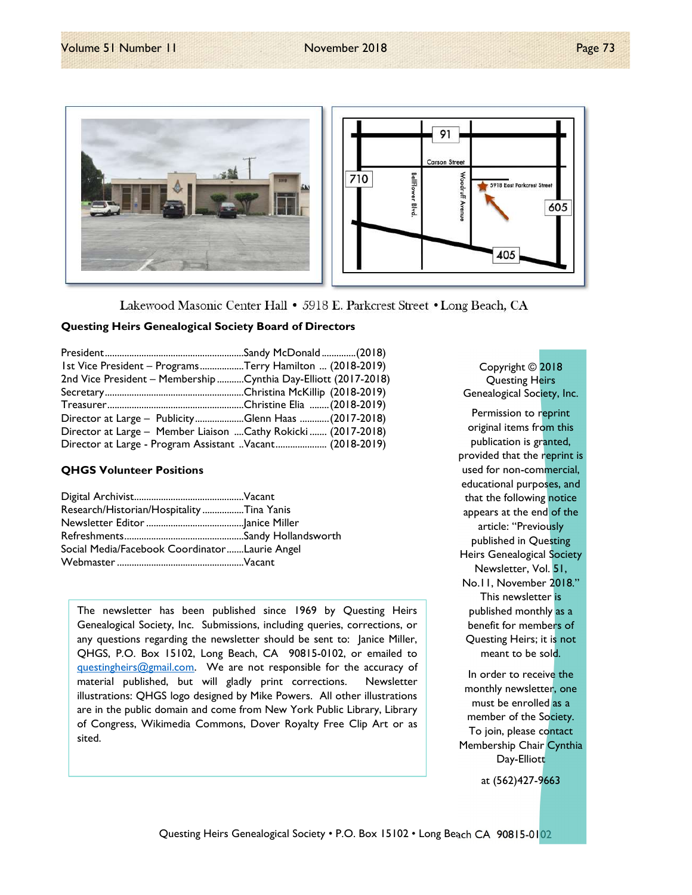Lakewood Masonic Center Hall • 5918 E. Parkcrest Street • Long Beach, CA

**Questing Heirs Genealogical Society Board of Directors**

President........................................................Sandy McDonald .............(2018)
1st Vice President – Programs.................Terry Hamilton ... (2018-2019)
2nd Vice President – Membership...........Cynthia Day-Elliott (2017-2018)
Secretary........................................................Christina McKillip (2018-2019)
Treasurer........................................................Christine Elia ........(2018-2019)
Director at Large – Publicity...................Glenn Haas ...........(2017-2018)
Director at Large – Member Liaison ....Cathy Rokicki ....... (2017-2018)
Director at Large - Program Assistant ..Vacant.................... (2018-2019)

**QHGS Volunteer Positions**

Digital Archivist............................................Vacant
Research/Historian/Hospitality................Tina Yanis
Newsletter Editor .......................................Janice Miller
Refreshments................................................Sandy Hollandsworth
Social Media/Facebook Coordinator.......Laurie Angel
Webmaster ...................................................Vacant

The newsletter has been published since 1969 by Questing Heirs Genealogical Society, Inc. Submissions, including queries, corrections, or any questions regarding the newsletter should be sent to: Janice Miller, QHGS, P.O. Box 15102, Long Beach, CA 90815-0102, or emailed to questingheirs@gmail.com. We are not responsible for the accuracy of material published, but will gladly print corrections. Newsletter illustrations: QHGS logo designed by Mike Powers. All other illustrations are in the public domain and come from New York Public Library, Library of Congress, Wikimedia Commons, Dover Royalty Free Clip Art or as sited.

Copyright © 2018 Questing Heirs Genealogical Society, Inc.

Permission to reprint original items from this publication is granted, provided that the reprint is used for non-commercial, educational purposes, and that the following notice appears at the end of the article: "Previously published in Questing Heirs Genealogical Society Newsletter, Vol. 51, No.11, November 2018." This newsletter is published monthly as a benefit for members of Questing Heirs; it is not meant to be sold.

In order to receive the monthly newsletter, one must be enrolled as a member of the Society. To join, please contact Membership Chair Cynthia Day-Elliott

at (562)427-9663

Questing Heirs Genealogical Society • P.O. Box 15102 • Long Beach CA 90815-0102